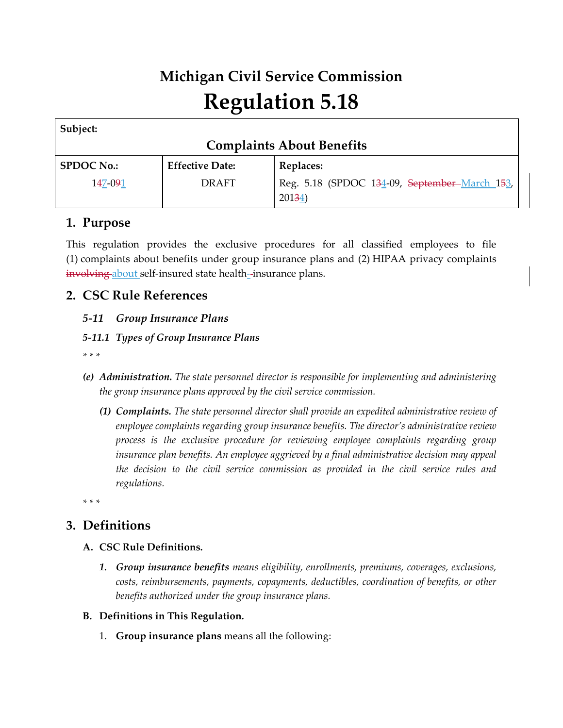# Michigan Civil Service Commission

# Regulation 5.18

| **Subject:** | | |
|---|---|---|
| **Complaints About Benefits** | | |
| **SPDOC No.:** | **Effective Date:** | **Replaces:** |
| 1~~4~~7-0~~9~~1 | DRAFT | Reg. 5.18 (SPDOC 1~~3~~4-09, ~~September~~ March 1~~5~~3, 201~~3~~4) |

## 1. Purpose

This regulation provides the exclusive procedures for all classified employees to file (1) complaints about benefits under group insurance plans and (2) HIPAA privacy complaints ~~involving~~ about self-insured state health-~~-~~insurance plans.

## 2. CSC Rule References

***5-11 Group Insurance Plans***

***5-11.1 Types of Group Insurance Plans***

\* \* \*

*(e)* ***Administration.*** *The state personnel director is responsible for implementing and administering the group insurance plans approved by the civil service commission.*

*(1)* ***Complaints.*** *The state personnel director shall provide an expedited administrative review of employee complaints regarding group insurance benefits. The director's administrative review process is the exclusive procedure for reviewing employee complaints regarding group insurance plan benefits. An employee aggrieved by a final administrative decision may appeal the decision to the civil service commission as provided in the civil service rules and regulations.*

\* \* \*

## 3. Definitions

### A. CSC Rule Definitions.

*1.* ***Group insurance benefits*** *means eligibility, enrollments, premiums, coverages, exclusions, costs, reimbursements, payments, copayments, deductibles, coordination of benefits, or other benefits authorized under the group insurance plans.*

### B. Definitions in This Regulation.

1. **Group insurance plans** means all the following: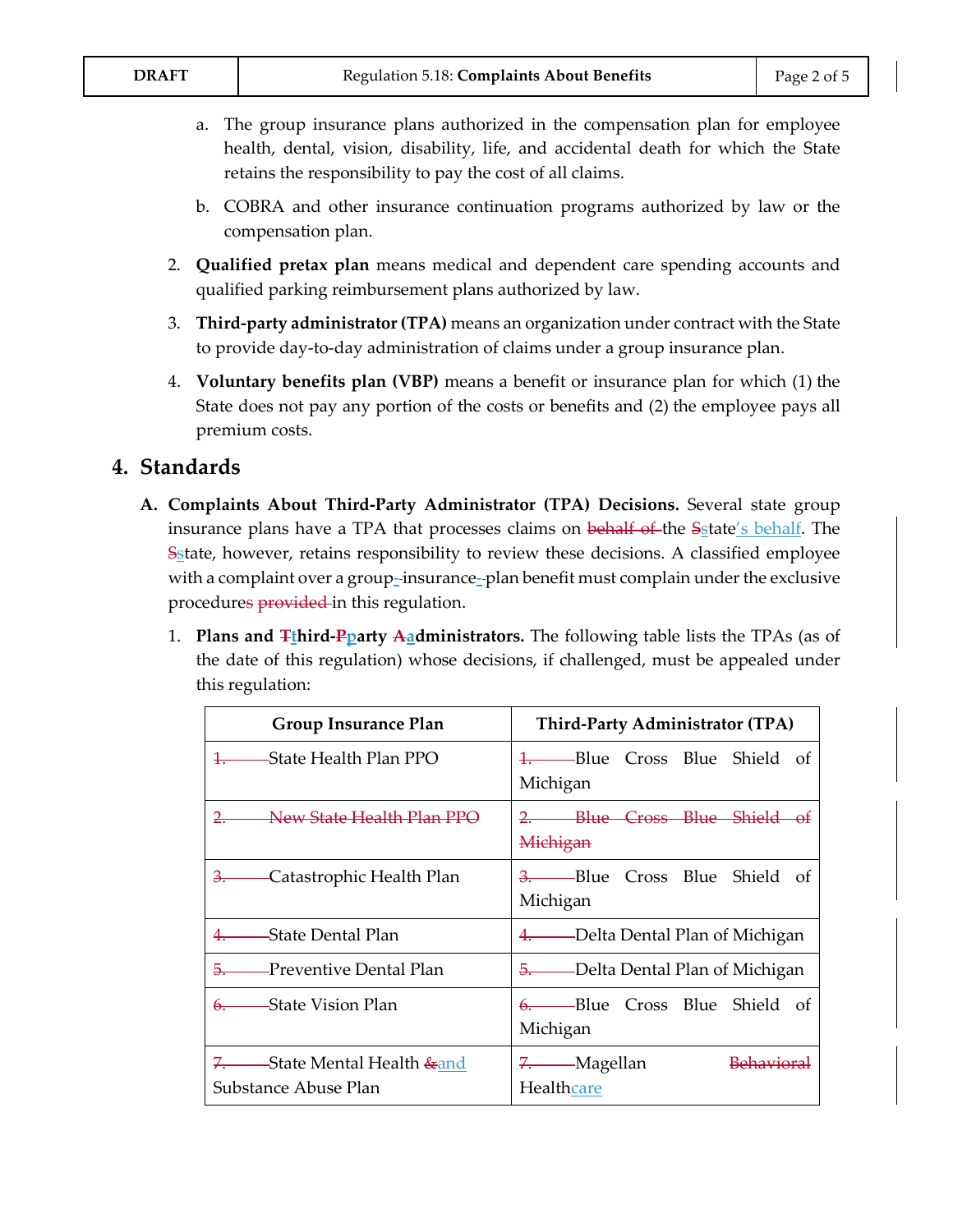a. The group insurance plans authorized in the compensation plan for employee health, dental, vision, disability, life, and accidental death for which the State retains the responsibility to pay the cost of all claims.

b. COBRA and other insurance continuation programs authorized by law or the compensation plan.

2. **Qualified pretax plan** means medical and dependent care spending accounts and qualified parking reimbursement plans authorized by law.

3. **Third-party administrator (TPA)** means an organization under contract with the State to provide day-to-day administration of claims under a group insurance plan.

4. **Voluntary benefits plan (VBP)** means a benefit or insurance plan for which (1) the State does not pay any portion of the costs or benefits and (2) the employee pays all premium costs.

## 4. Standards

**A. Complaints About Third-Party Administrator (TPA) Decisions.** Several state group insurance plans have a TPA that processes claims on ~~behalf of~~ the ~~S~~state's behalf. The ~~S~~state, however, retains responsibility to review these decisions. A classified employee with a complaint over a group-insurance-plan benefit must complain under the exclusive procedures ~~provided~~ in this regulation.

1. **Plans and ~~T~~third-~~P~~party ~~A~~administrators.** The following table lists the TPAs (as of the date of this regulation) whose decisions, if challenged, must be appealed under this regulation:

| Group Insurance Plan | Third-Party Administrator (TPA) |
|---|---|
| ~~1.~~ State Health Plan PPO | ~~1.~~ Blue Cross Blue Shield of Michigan |
| ~~2. New State Health Plan PPO~~ | ~~2. Blue Cross Blue Shield of Michigan~~ |
| ~~3.~~ Catastrophic Health Plan | ~~3.~~ Blue Cross Blue Shield of Michigan |
| ~~4.~~ State Dental Plan | ~~4.~~ Delta Dental Plan of Michigan |
| ~~5.~~ Preventive Dental Plan | ~~5.~~ Delta Dental Plan of Michigan |
| ~~6.~~ State Vision Plan | ~~6.~~ Blue Cross Blue Shield of Michigan |
| ~~7.~~ State Mental Health ~~&~~and Substance Abuse Plan | ~~7.~~ Magellan ~~Behavioral~~ Healthcare |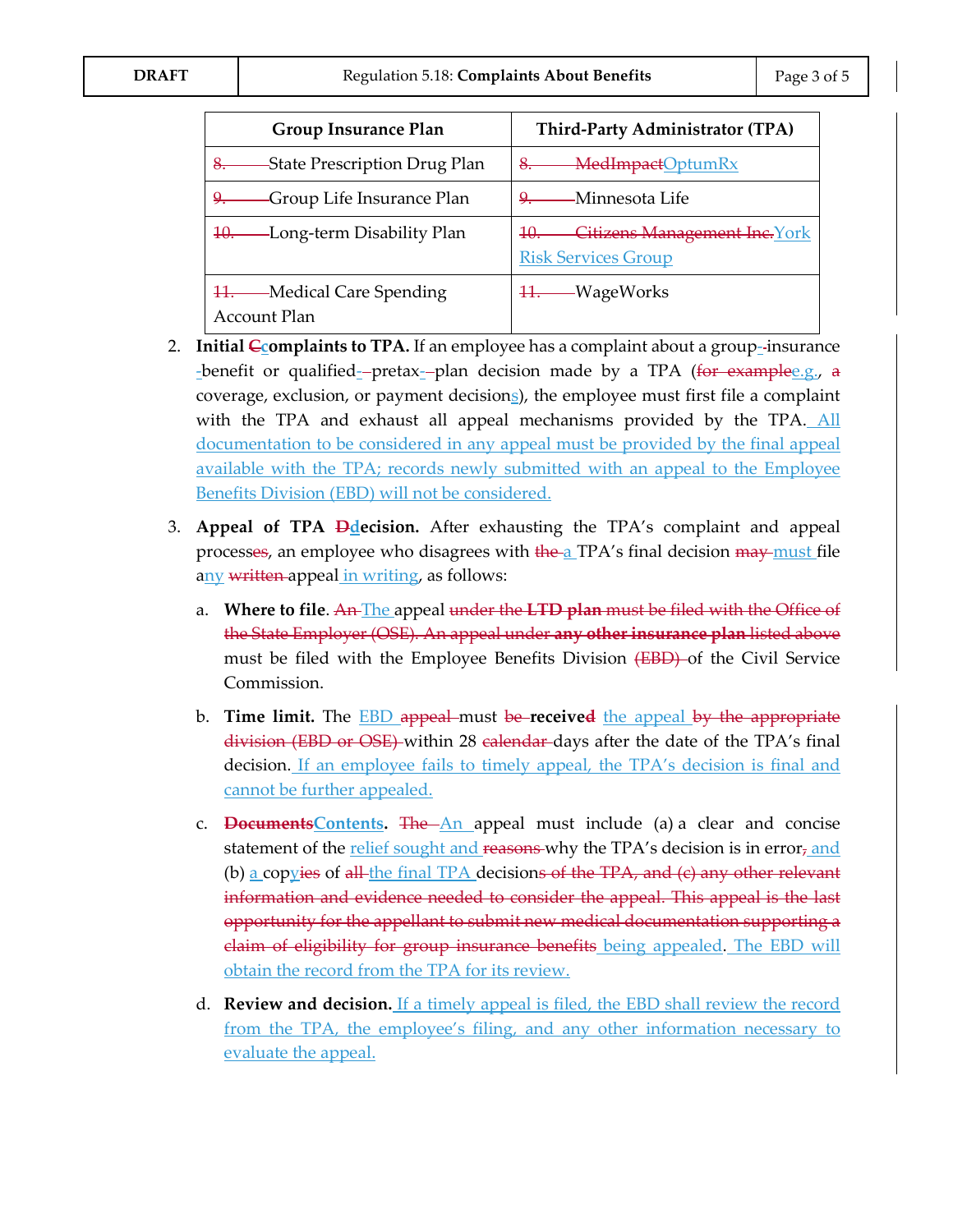| Group Insurance Plan | Third-Party Administrator (TPA) |
|---|---|
| ~~8.~~ State Prescription Drug Plan | ~~8.~~ ~~MedImpact~~OptumRx |
| ~~9.~~ Group Life Insurance Plan | ~~9.~~ Minnesota Life |
| ~~10.~~ Long-term Disability Plan | ~~10.~~ ~~Citizens Management Inc.~~York Risk Services Group |
| ~~11.~~ Medical Care Spending Account Plan | ~~11.~~ WageWorks |

2. **Initial ~~C~~complaints to TPA.** If an employee has a complaint about a group-insurance benefit or qualified-pretax-plan decision made by a TPA (~~for example~~e.g., ~~a~~ coverage, exclusion, or payment decisions), the employee must first file a complaint with the TPA and exhaust all appeal mechanisms provided by the TPA. All documentation to be considered in any appeal must be provided by the final appeal available with the TPA; records newly submitted with an appeal to the Employee Benefits Division (EBD) will not be considered.

3. **Appeal of TPA ~~D~~decision.** After exhausting the TPA's complaint and appeal process~~es~~, an employee who disagrees with ~~the~~ a TPA's final decision ~~may~~ must file any ~~written~~ appeal in writing, as follows:

   a. **Where to file**. ~~An~~ The appeal ~~under the **LTD plan** must be filed with the Office of the State Employer (OSE). An appeal under **any other insurance plan** listed above~~ must be filed with the Employee Benefits Division ~~(EBD)~~ of the Civil Service Commission.

   b. **Time limit.** The EBD ~~appeal~~ must ~~be~~ **receive~~d~~** the appeal ~~by the appropriate division (EBD or OSE)~~ within 28 ~~calendar~~ days after the date of the TPA's final decision. If an employee fails to timely appeal, the TPA's decision is final and cannot be further appealed.

   c. **~~Documents~~Contents.** ~~The~~ An appeal must include (a) a clear and concise statement of the relief sought and ~~reasons~~ why the TPA's decision is in error~~,~~ and (b) a copy~~ies~~ of ~~all~~ the final TPA decision~~s of the TPA, and (c) any other relevant information and evidence needed to consider the appeal. This appeal is the last opportunity for the appellant to submit new medical documentation supporting a claim of eligibility for group insurance benefits~~ being appealed. The EBD will obtain the record from the TPA for its review.

   d. **Review and decision.** If a timely appeal is filed, the EBD shall review the record from the TPA, the employee's filing, and any other information necessary to evaluate the appeal.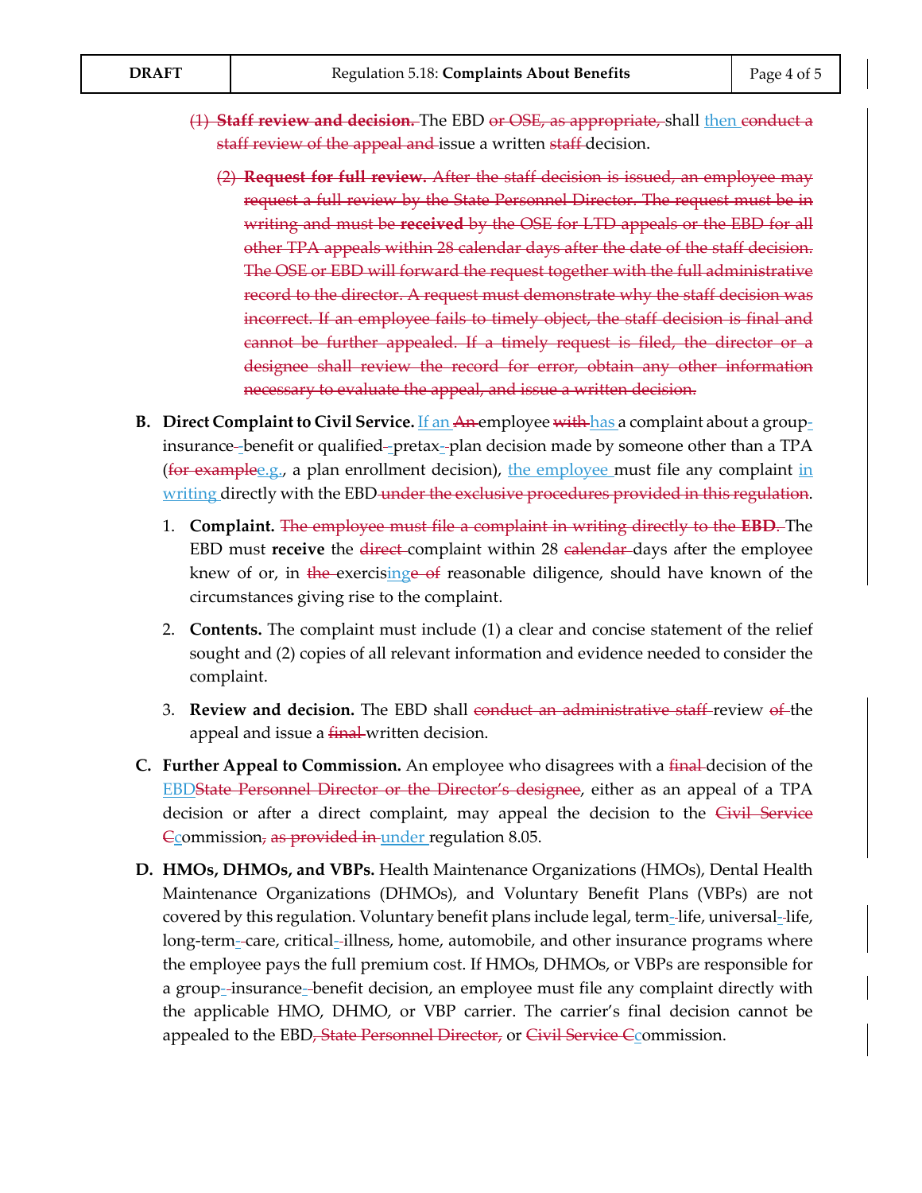~~(1) **Staff review and decision.**~~ The EBD ~~or OSE, as appropriate,~~ shall then ~~conduct a staff review of the appeal and~~ issue a written ~~staff~~ decision.

~~(2) **Request for full review.** After the staff decision is issued, an employee may request a full review by the State Personnel Director. The request must be in writing and must be **received** by the OSE for LTD appeals or the EBD for all other TPA appeals within 28 calendar days after the date of the staff decision. The OSE or EBD will forward the request together with the full administrative record to the director. A request must demonstrate why the staff decision was incorrect. If an employee fails to timely object, the staff decision is final and cannot be further appealed. If a timely request is filed, the director or a designee shall review the record for error, obtain any other information necessary to evaluate the appeal, and issue a written decision.~~

**B. Direct Complaint to Civil Service.** If an ~~An~~ employee ~~with~~ has a complaint about a group-insurance~~-~~ benefit or qualified~~-~~ pretax~~-~~ plan decision made by someone other than a TPA (~~for example~~e.g., a plan enrollment decision), the employee must file any complaint in writing directly with the EBD ~~under the exclusive procedures provided in this regulation~~.

1. **Complaint.** ~~The employee must file a complaint in writing directly to the **EBD**.~~ The EBD must **receive** the ~~direct~~ complaint within 28 ~~calendar~~ days after the employee knew of or, in ~~the~~ exercising~~e of~~ reasonable diligence, should have known of the circumstances giving rise to the complaint.

2. **Contents.** The complaint must include (1) a clear and concise statement of the relief sought and (2) copies of all relevant information and evidence needed to consider the complaint.

3. **Review and decision.** The EBD shall ~~conduct an administrative staff~~ review ~~of~~ the appeal and issue a ~~final~~ written decision.

**C. Further Appeal to Commission.** An employee who disagrees with a ~~final~~ decision of the EBD~~State Personnel Director or the Director's designee~~, either as an appeal of a TPA decision or after a direct complaint, may appeal the decision to the ~~Civil Service C~~commission~~, as provided in~~ under regulation 8.05.

**D. HMOs, DHMOs, and VBPs.** Health Maintenance Organizations (HMOs), Dental Health Maintenance Organizations (DHMOs), and Voluntary Benefit Plans (VBPs) are not covered by this regulation. Voluntary benefit plans include legal, term-~~-~~life, universal-~~-~~life, long-term-~~-~~care, critical-~~-~~illness, home, automobile, and other insurance programs where the employee pays the full premium cost. If HMOs, DHMOs, or VBPs are responsible for a group-~~-~~insurance-~~-~~benefit decision, an employee must file any complaint directly with the applicable HMO, DHMO, or VBP carrier. The carrier's final decision cannot be appealed to the EBD~~, State Personnel Director,~~ or ~~Civil Service C~~commission.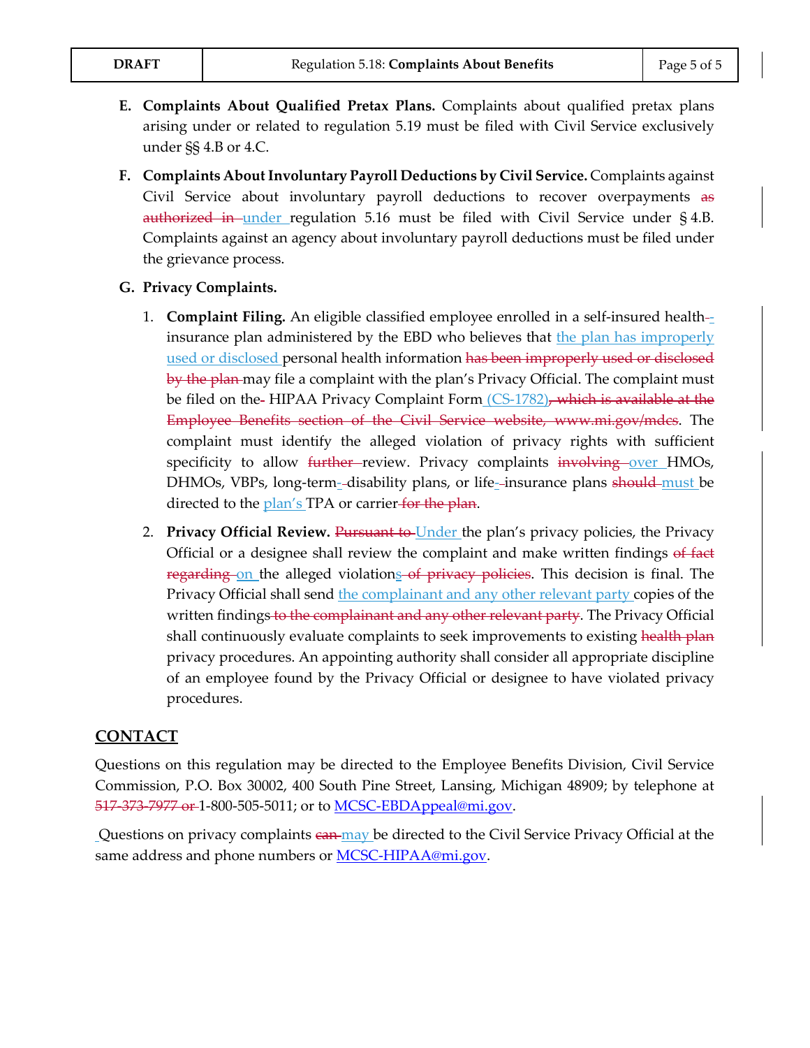**E. Complaints About Qualified Pretax Plans.** Complaints about qualified pretax plans arising under or related to regulation 5.19 must be filed with Civil Service exclusively under §§ 4.B or 4.C.

**F. Complaints About Involuntary Payroll Deductions by Civil Service.** Complaints against Civil Service about involuntary payroll deductions to recover overpayments ~~as authorized in~~ under regulation 5.16 must be filed with Civil Service under § 4.B. Complaints against an agency about involuntary payroll deductions must be filed under the grievance process.

**G. Privacy Complaints.**

1. **Complaint Filing.** An eligible classified employee enrolled in a self-insured health-insurance plan administered by the EBD who believes that the plan has improperly used or disclosed personal health information ~~has been improperly used or disclosed by the plan~~ may file a complaint with the plan's Privacy Official. The complaint must be filed on the HIPAA Privacy Complaint Form (CS-1782)~~, which is available at the Employee Benefits section of the Civil Service website, www.mi.gov/mdcs~~. The complaint must identify the alleged violation of privacy rights with sufficient specificity to allow ~~further~~ review. Privacy complaints ~~involving~~ over HMOs, DHMOs, VBPs, long-term-disability plans, or life-insurance plans ~~should~~ must be directed to the plan's TPA or carrier ~~for the plan~~.

2. **Privacy Official Review.** ~~Pursuant to~~ Under the plan's privacy policies, the Privacy Official or a designee shall review the complaint and make written findings ~~of fact regarding~~ on the alleged violations ~~of privacy policies~~. This decision is final. The Privacy Official shall send the complainant and any other relevant party copies of the written findings ~~to the complainant and any other relevant party~~. The Privacy Official shall continuously evaluate complaints to seek improvements to existing ~~health plan~~ privacy procedures. An appointing authority shall consider all appropriate discipline of an employee found by the Privacy Official or designee to have violated privacy procedures.

## CONTACT

Questions on this regulation may be directed to the Employee Benefits Division, Civil Service Commission, P.O. Box 30002, 400 South Pine Street, Lansing, Michigan 48909; by telephone at ~~517-373-7977 or~~ 1-800-505-5011; or to MCSC-EBDAppeal@mi.gov.

Questions on privacy complaints ~~can~~ may be directed to the Civil Service Privacy Official at the same address and phone numbers or MCSC-HIPAA@mi.gov.